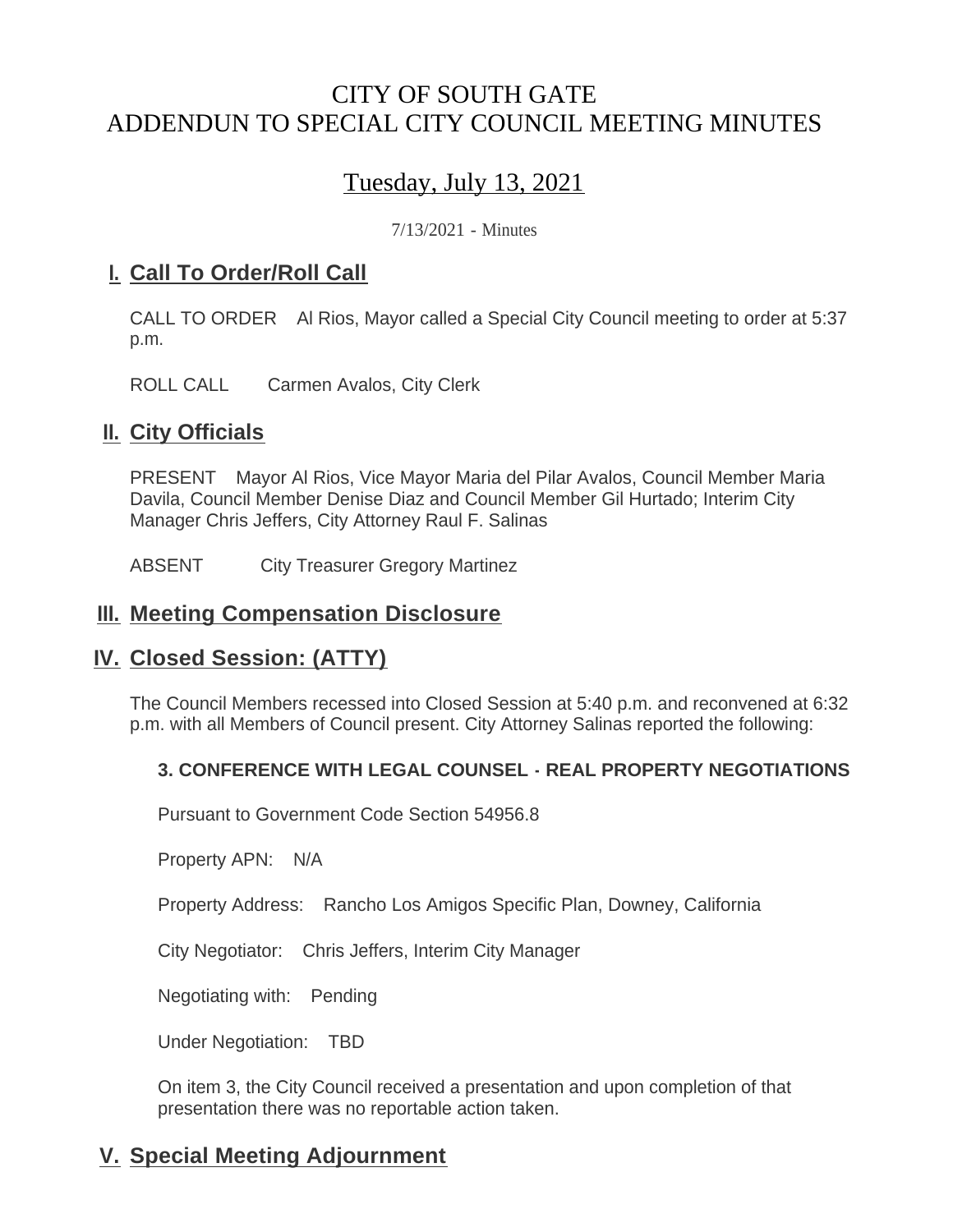# CITY OF SOUTH GATE
# ADDENDUN TO SPECIAL CITY COUNCIL MEETING MINUTES

## Tuesday, July 13, 2021

7/13/2021 - Minutes

## I. Call To Order/Roll Call

CALL TO ORDER Al Rios, Mayor called a Special City Council meeting to order at 5:37 p.m.

ROLL CALL Carmen Avalos, City Clerk

## II. City Officials

PRESENT Mayor Al Rios, Vice Mayor Maria del Pilar Avalos, Council Member Maria Davila, Council Member Denise Diaz and Council Member Gil Hurtado; Interim City Manager Chris Jeffers, City Attorney Raul F. Salinas

ABSENT City Treasurer Gregory Martinez

## III. Meeting Compensation Disclosure

## IV. Closed Session: (ATTY)

The Council Members recessed into Closed Session at 5:40 p.m. and reconvened at 6:32 p.m. with all Members of Council present. City Attorney Salinas reported the following:

**3. CONFERENCE WITH LEGAL COUNSEL - REAL PROPERTY NEGOTIATIONS**

Pursuant to Government Code Section 54956.8

Property APN: N/A

Property Address: Rancho Los Amigos Specific Plan, Downey, California

City Negotiator: Chris Jeffers, Interim City Manager

Negotiating with: Pending

Under Negotiation: TBD

On item 3, the City Council received a presentation and upon completion of that presentation there was no reportable action taken.

## V. Special Meeting Adjournment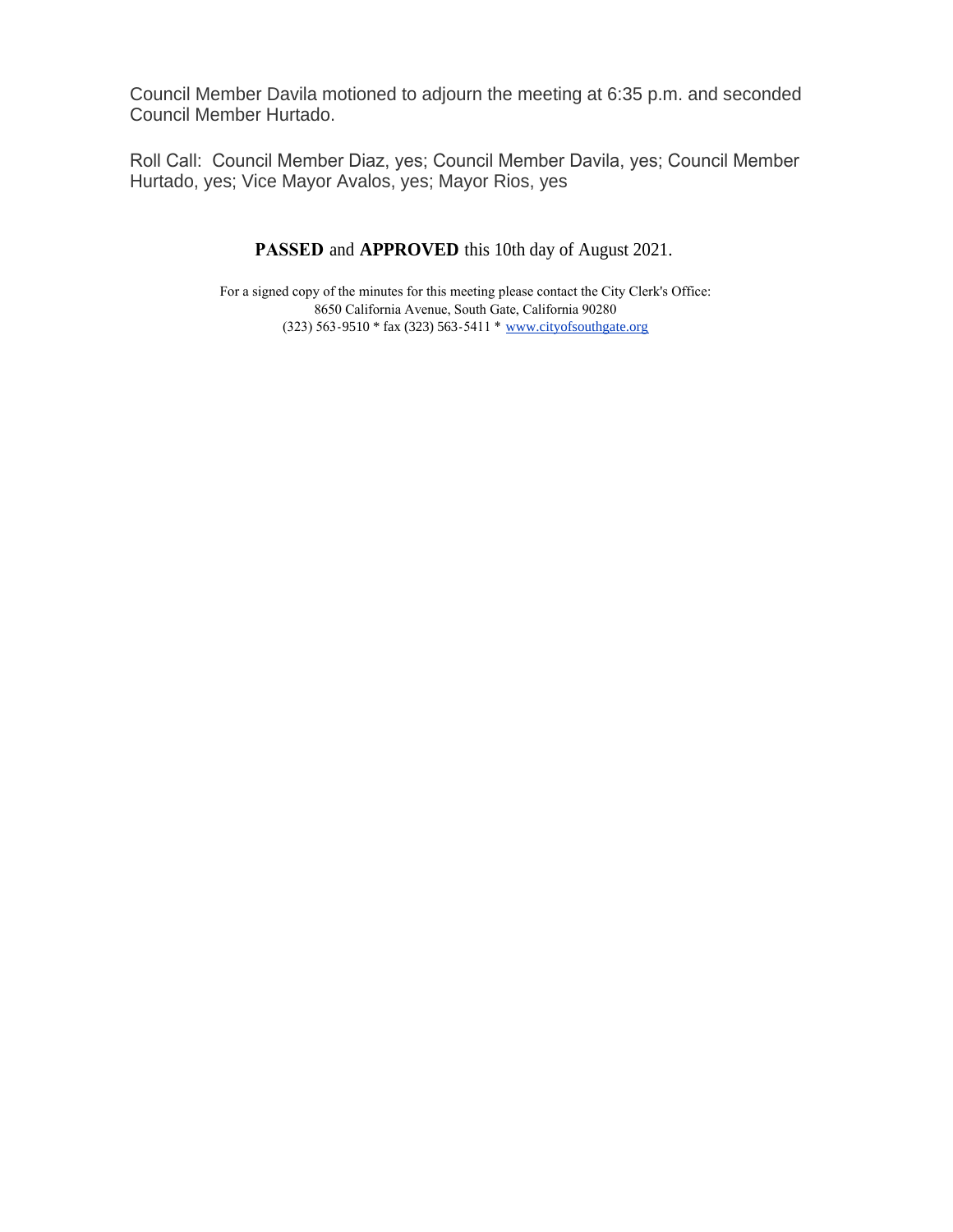Council Member Davila motioned to adjourn the meeting at 6:35 p.m. and seconded Council Member Hurtado.

Roll Call: Council Member Diaz, yes; Council Member Davila, yes; Council Member Hurtado, yes; Vice Mayor Avalos, yes; Mayor Rios, yes

**PASSED** and **APPROVED** this 10th day of August 2021.

For a signed copy of the minutes for this meeting please contact the City Clerk's Office:
8650 California Avenue, South Gate, California 90280
(323) 563-9510 * fax (323) 563-5411 * www.cityofsouthgate.org